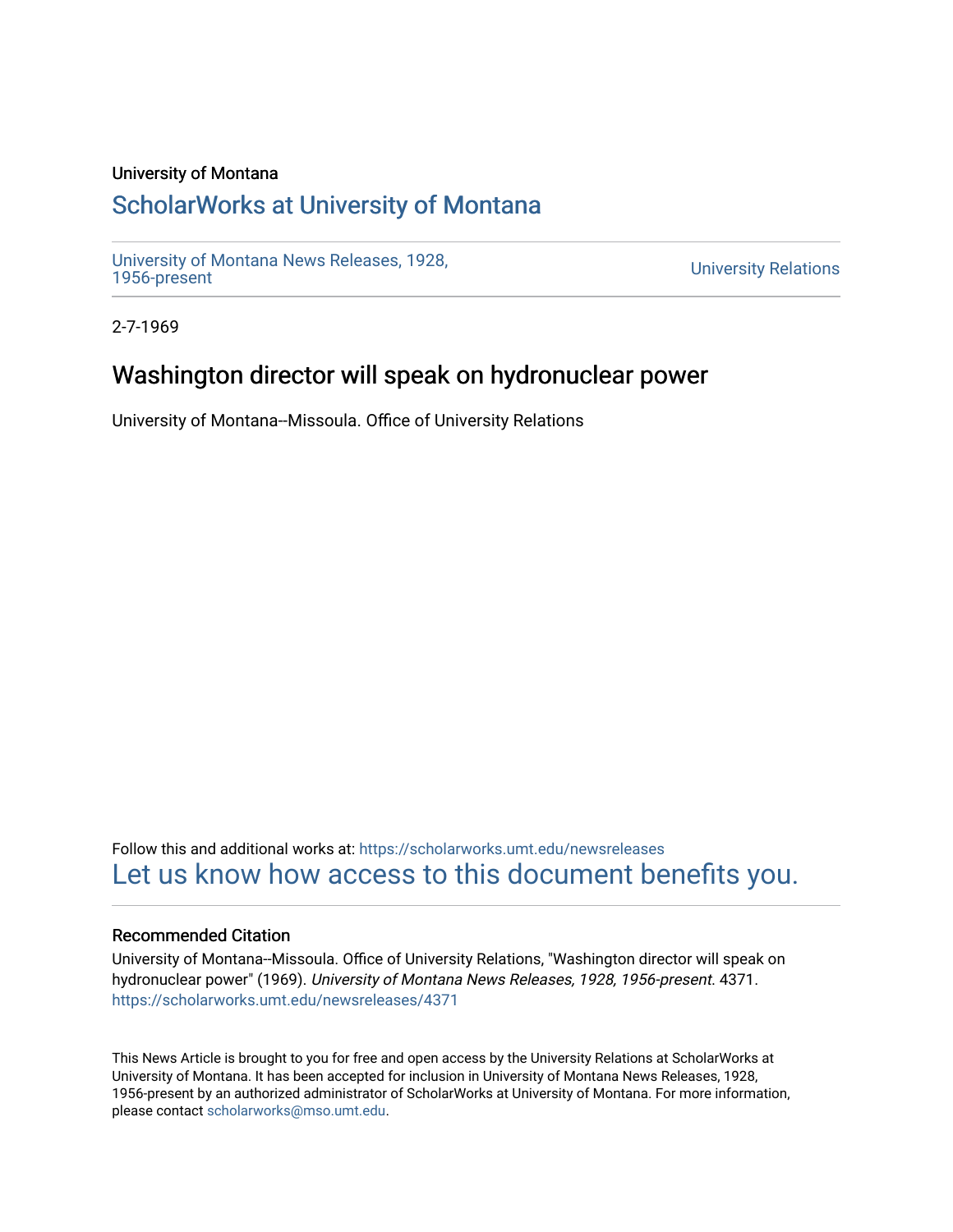University of Montana

# ScholarWorks at University of Montana

University of Montana News Releases, 1928, 1956-present

University Relations

2-7-1969

## Washington director will speak on hydronuclear power

University of Montana--Missoula. Office of University Relations

Follow this and additional works at: https://scholarworks.umt.edu/newsreleases

Let us know how access to this document benefits you.

### Recommended Citation

University of Montana--Missoula. Office of University Relations, "Washington director will speak on hydronuclear power" (1969). *University of Montana News Releases, 1928, 1956-present*. 4371. https://scholarworks.umt.edu/newsreleases/4371

This News Article is brought to you for free and open access by the University Relations at ScholarWorks at University of Montana. It has been accepted for inclusion in University of Montana News Releases, 1928, 1956-present by an authorized administrator of ScholarWorks at University of Montana. For more information, please contact scholarworks@mso.umt.edu.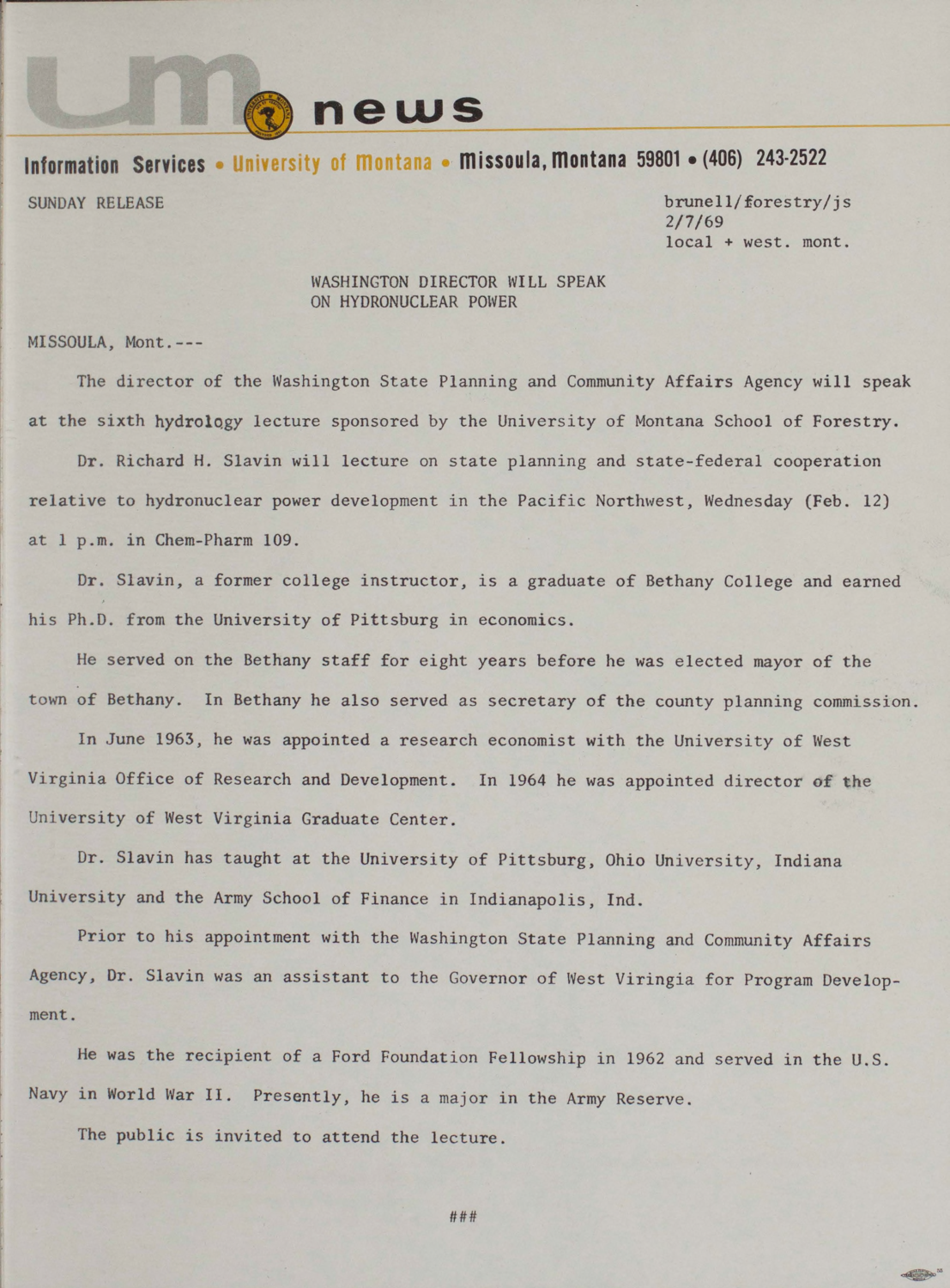# um news

**Information Services • University of Montana • Missoula, Montana 59801 • (406) 243-2522**

SUNDAY RELEASE

brunell/forestry/js
2/7/69
local + west. mont.

WASHINGTON DIRECTOR WILL SPEAK
ON HYDRONUCLEAR POWER

MISSOULA, Mont.---

The director of the Washington State Planning and Community Affairs Agency will speak at the sixth hydrology lecture sponsored by the University of Montana School of Forestry.

Dr. Richard H. Slavin will lecture on state planning and state-federal cooperation relative to hydronuclear power development in the Pacific Northwest, Wednesday (Feb. 12) at 1 p.m. in Chem-Pharm 109.

Dr. Slavin, a former college instructor, is a graduate of Bethany College and earned his Ph.D. from the University of Pittsburg in economics.

He served on the Bethany staff for eight years before he was elected mayor of the town of Bethany. In Bethany he also served as secretary of the county planning commission.

In June 1963, he was appointed a research economist with the University of West Virginia Office of Research and Development. In 1964 he was appointed director of the University of West Virginia Graduate Center.

Dr. Slavin has taught at the University of Pittsburg, Ohio University, Indiana University and the Army School of Finance in Indianapolis, Ind.

Prior to his appointment with the Washington State Planning and Community Affairs Agency, Dr. Slavin was an assistant to the Governor of West Viringia for Program Development.

He was the recipient of a Ford Foundation Fellowship in 1962 and served in the U.S. Navy in World War II. Presently, he is a major in the Army Reserve.

The public is invited to attend the lecture.

###